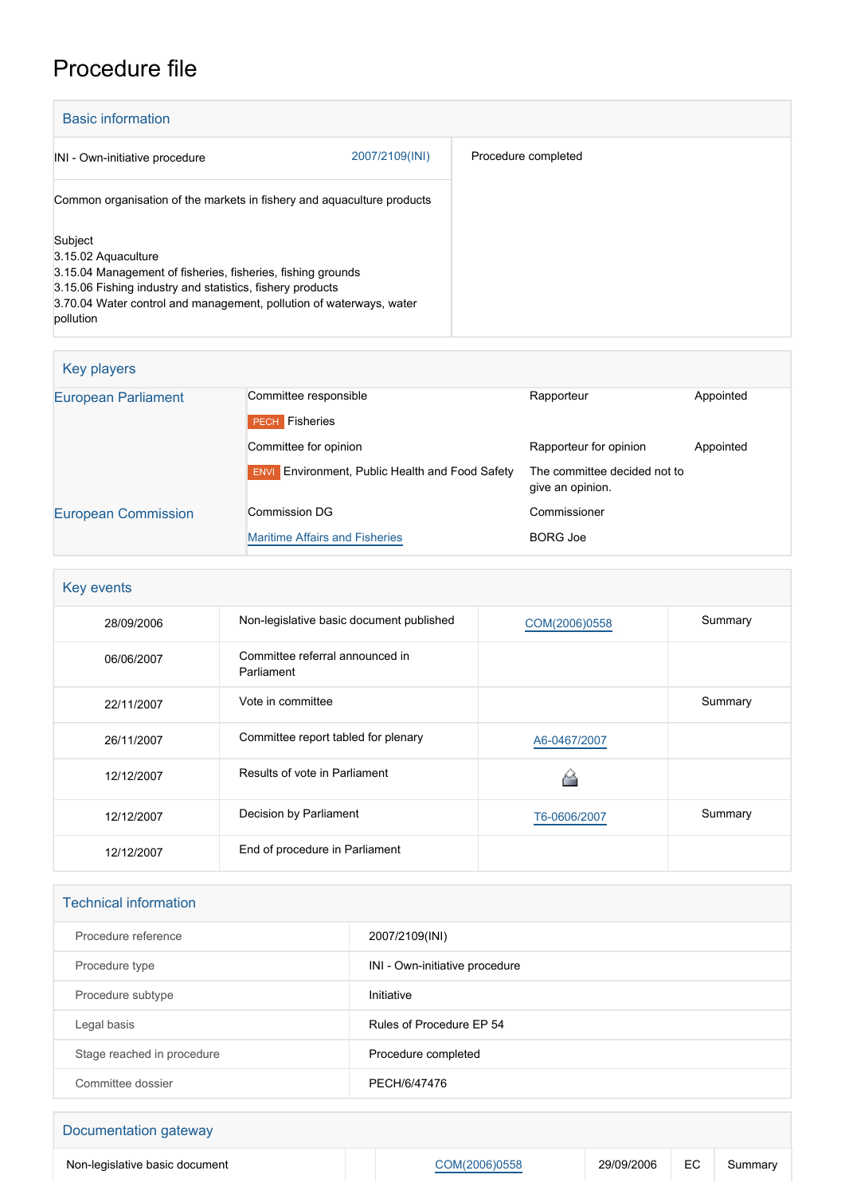# Procedure file

## Basic information

| | |
|---|---|
| INI - Own-initiative procedure 2007/2109(INI) | Procedure completed |
| Common organisation of the markets in fishery and aquaculture products | |
| Subject<br>3.15.02 Aquaculture<br>3.15.04 Management of fisheries, fisheries, fishing grounds<br>3.15.06 Fishing industry and statistics, fishery products<br>3.70.04 Water control and management, pollution of waterways, water pollution | |

## Key players

| | | | |
|---|---|---|---|
| European Parliament | Committee responsible | Rapporteur | Appointed |
| | PECH Fisheries | | |
| | Committee for opinion | Rapporteur for opinion | Appointed |
| | ENVI Environment, Public Health and Food Safety | The committee decided not to give an opinion. | |
| European Commission | Commission DG | Commissioner | |
| | Maritime Affairs and Fisheries | BORG Joe | |

## Key events

| | | | |
|---|---|---|---|
| 28/09/2006 | Non-legislative basic document published | COM(2006)0558 | Summary |
| 06/06/2007 | Committee referral announced in Parliament | | |
| 22/11/2007 | Vote in committee | | Summary |
| 26/11/2007 | Committee report tabled for plenary | A6-0467/2007 | |
| 12/12/2007 | Results of vote in Parliament | | |
| 12/12/2007 | Decision by Parliament | T6-0606/2007 | Summary |
| 12/12/2007 | End of procedure in Parliament | | |

## Technical information

| | |
|---|---|
| Procedure reference | 2007/2109(INI) |
| Procedure type | INI - Own-initiative procedure |
| Procedure subtype | Initiative |
| Legal basis | Rules of Procedure EP 54 |
| Stage reached in procedure | Procedure completed |
| Committee dossier | PECH/6/47476 |

## Documentation gateway

| | | | | | |
|---|---|---|---|---|---|
| Non-legislative basic document | | COM(2006)0558 | 29/09/2006 | EC | Summary |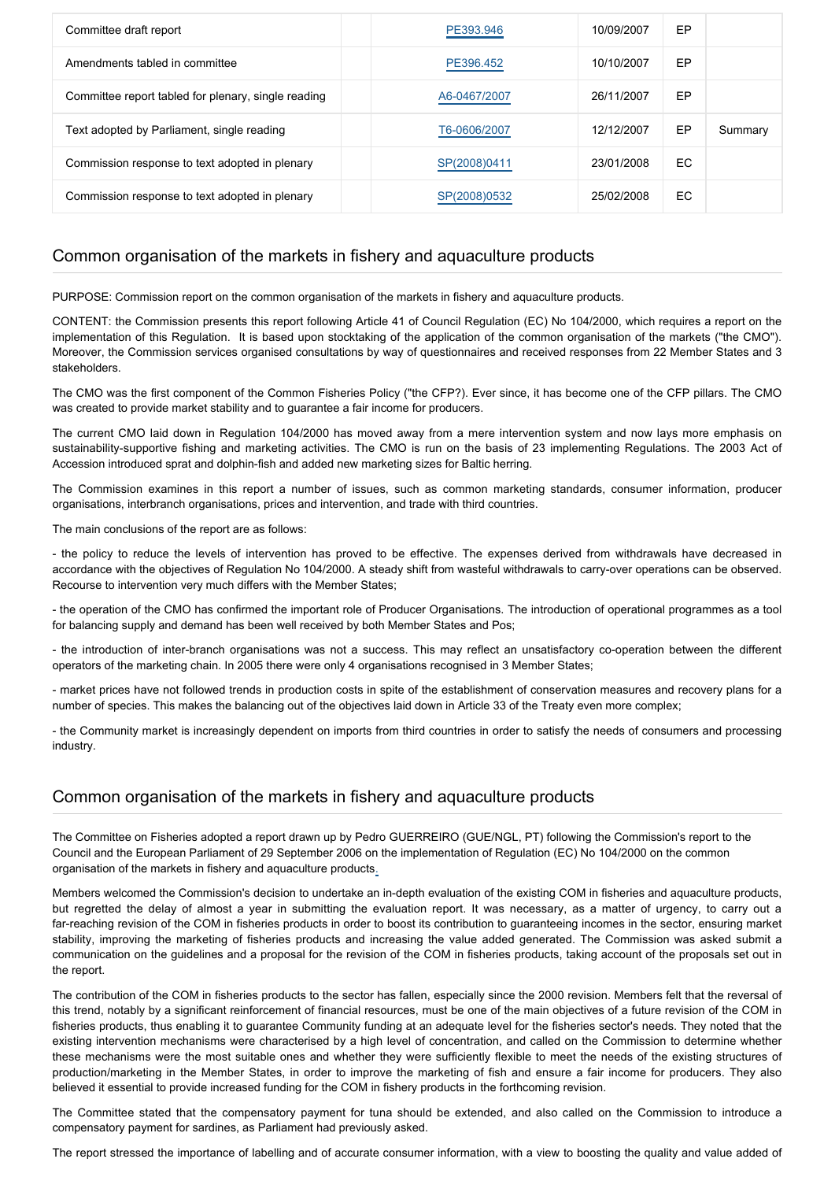| Committee draft report | | PE393.946 | 10/09/2007 | EP | |
|---|---|---|---|---|---|
| Amendments tabled in committee | | PE396.452 | 10/10/2007 | EP | |
| Committee report tabled for plenary, single reading | | A6-0467/2007 | 26/11/2007 | EP | |
| Text adopted by Parliament, single reading | | T6-0606/2007 | 12/12/2007 | EP | Summary |
| Commission response to text adopted in plenary | | SP(2008)0411 | 23/01/2008 | EC | |
| Commission response to text adopted in plenary | | SP(2008)0532 | 25/02/2008 | EC | |

## Common organisation of the markets in fishery and aquaculture products

PURPOSE: Commission report on the common organisation of the markets in fishery and aquaculture products.

CONTENT: the Commission presents this report following Article 41 of Council Regulation (EC) No 104/2000, which requires a report on the implementation of this Regulation. It is based upon stocktaking of the application of the common organisation of the markets ("the CMO"). Moreover, the Commission services organised consultations by way of questionnaires and received responses from 22 Member States and 3 stakeholders.

The CMO was the first component of the Common Fisheries Policy ("the CFP?). Ever since, it has become one of the CFP pillars. The CMO was created to provide market stability and to guarantee a fair income for producers.

The current CMO laid down in Regulation 104/2000 has moved away from a mere intervention system and now lays more emphasis on sustainability-supportive fishing and marketing activities. The CMO is run on the basis of 23 implementing Regulations. The 2003 Act of Accession introduced sprat and dolphin-fish and added new marketing sizes for Baltic herring.

The Commission examines in this report a number of issues, such as common marketing standards, consumer information, producer organisations, interbranch organisations, prices and intervention, and trade with third countries.

The main conclusions of the report are as follows:

- the policy to reduce the levels of intervention has proved to be effective. The expenses derived from withdrawals have decreased in accordance with the objectives of Regulation No 104/2000. A steady shift from wasteful withdrawals to carry-over operations can be observed. Recourse to intervention very much differs with the Member States;

- the operation of the CMO has confirmed the important role of Producer Organisations. The introduction of operational programmes as a tool for balancing supply and demand has been well received by both Member States and Pos;

- the introduction of inter-branch organisations was not a success. This may reflect an unsatisfactory co-operation between the different operators of the marketing chain. In 2005 there were only 4 organisations recognised in 3 Member States;

- market prices have not followed trends in production costs in spite of the establishment of conservation measures and recovery plans for a number of species. This makes the balancing out of the objectives laid down in Article 33 of the Treaty even more complex;

- the Community market is increasingly dependent on imports from third countries in order to satisfy the needs of consumers and processing industry.

## Common organisation of the markets in fishery and aquaculture products

The Committee on Fisheries adopted a report drawn up by Pedro GUERREIRO (GUE/NGL, PT) following the Commission's report to the Council and the European Parliament of 29 September 2006 on the implementation of Regulation (EC) No 104/2000 on the common organisation of the markets in fishery and aquaculture products.

Members welcomed the Commission's decision to undertake an in-depth evaluation of the existing COM in fisheries and aquaculture products, but regretted the delay of almost a year in submitting the evaluation report. It was necessary, as a matter of urgency, to carry out a far-reaching revision of the COM in fisheries products in order to boost its contribution to guaranteeing incomes in the sector, ensuring market stability, improving the marketing of fisheries products and increasing the value added generated. The Commission was asked submit a communication on the guidelines and a proposal for the revision of the COM in fisheries products, taking account of the proposals set out in the report.

The contribution of the COM in fisheries products to the sector has fallen, especially since the 2000 revision. Members felt that the reversal of this trend, notably by a significant reinforcement of financial resources, must be one of the main objectives of a future revision of the COM in fisheries products, thus enabling it to guarantee Community funding at an adequate level for the fisheries sector's needs. They noted that the existing intervention mechanisms were characterised by a high level of concentration, and called on the Commission to determine whether these mechanisms were the most suitable ones and whether they were sufficiently flexible to meet the needs of the existing structures of production/marketing in the Member States, in order to improve the marketing of fish and ensure a fair income for producers. They also believed it essential to provide increased funding for the COM in fishery products in the forthcoming revision.

The Committee stated that the compensatory payment for tuna should be extended, and also called on the Commission to introduce a compensatory payment for sardines, as Parliament had previously asked.

The report stressed the importance of labelling and of accurate consumer information, with a view to boosting the quality and value added of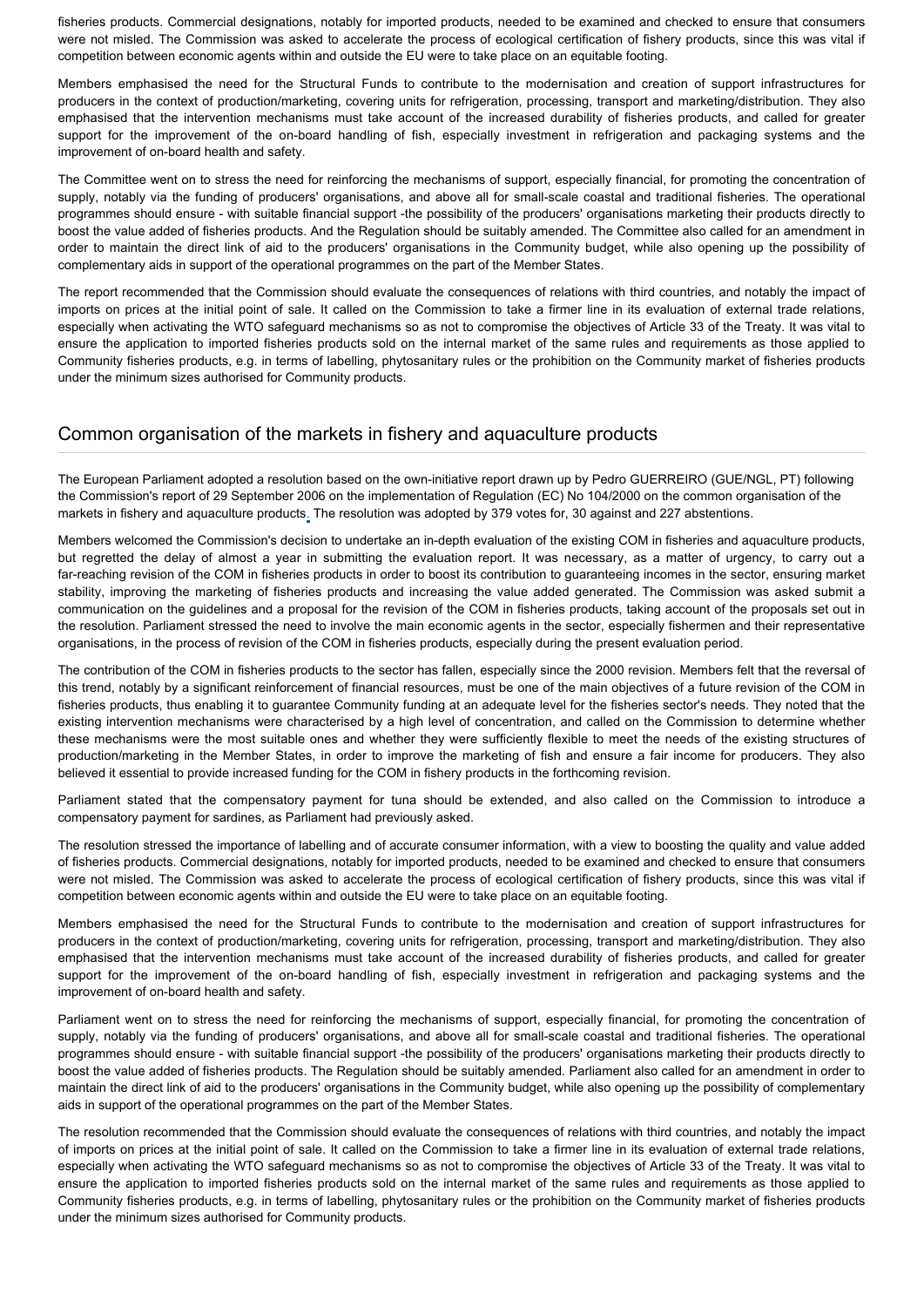fisheries products. Commercial designations, notably for imported products, needed to be examined and checked to ensure that consumers were not misled. The Commission was asked to accelerate the process of ecological certification of fishery products, since this was vital if competition between economic agents within and outside the EU were to take place on an equitable footing.

Members emphasised the need for the Structural Funds to contribute to the modernisation and creation of support infrastructures for producers in the context of production/marketing, covering units for refrigeration, processing, transport and marketing/distribution. They also emphasised that the intervention mechanisms must take account of the increased durability of fisheries products, and called for greater support for the improvement of the on-board handling of fish, especially investment in refrigeration and packaging systems and the improvement of on-board health and safety.

The Committee went on to stress the need for reinforcing the mechanisms of support, especially financial, for promoting the concentration of supply, notably via the funding of producers' organisations, and above all for small-scale coastal and traditional fisheries. The operational programmes should ensure - with suitable financial support -the possibility of the producers' organisations marketing their products directly to boost the value added of fisheries products. And the Regulation should be suitably amended. The Committee also called for an amendment in order to maintain the direct link of aid to the producers' organisations in the Community budget, while also opening up the possibility of complementary aids in support of the operational programmes on the part of the Member States.

The report recommended that the Commission should evaluate the consequences of relations with third countries, and notably the impact of imports on prices at the initial point of sale. It called on the Commission to take a firmer line in its evaluation of external trade relations, especially when activating the WTO safeguard mechanisms so as not to compromise the objectives of Article 33 of the Treaty. It was vital to ensure the application to imported fisheries products sold on the internal market of the same rules and requirements as those applied to Community fisheries products, e.g. in terms of labelling, phytosanitary rules or the prohibition on the Community market of fisheries products under the minimum sizes authorised for Community products.

## Common organisation of the markets in fishery and aquaculture products

The European Parliament adopted a resolution based on the own-initiative report drawn up by Pedro GUERREIRO (GUE/NGL, PT) following the Commission's report of 29 September 2006 on the implementation of Regulation (EC) No 104/2000 on the common organisation of the markets in fishery and aquaculture products. The resolution was adopted by 379 votes for, 30 against and 227 abstentions.

Members welcomed the Commission's decision to undertake an in-depth evaluation of the existing COM in fisheries and aquaculture products, but regretted the delay of almost a year in submitting the evaluation report. It was necessary, as a matter of urgency, to carry out a far-reaching revision of the COM in fisheries products in order to boost its contribution to guaranteeing incomes in the sector, ensuring market stability, improving the marketing of fisheries products and increasing the value added generated. The Commission was asked submit a communication on the guidelines and a proposal for the revision of the COM in fisheries products, taking account of the proposals set out in the resolution. Parliament stressed the need to involve the main economic agents in the sector, especially fishermen and their representative organisations, in the process of revision of the COM in fisheries products, especially during the present evaluation period.

The contribution of the COM in fisheries products to the sector has fallen, especially since the 2000 revision. Members felt that the reversal of this trend, notably by a significant reinforcement of financial resources, must be one of the main objectives of a future revision of the COM in fisheries products, thus enabling it to guarantee Community funding at an adequate level for the fisheries sector's needs. They noted that the existing intervention mechanisms were characterised by a high level of concentration, and called on the Commission to determine whether these mechanisms were the most suitable ones and whether they were sufficiently flexible to meet the needs of the existing structures of production/marketing in the Member States, in order to improve the marketing of fish and ensure a fair income for producers. They also believed it essential to provide increased funding for the COM in fishery products in the forthcoming revision.

Parliament stated that the compensatory payment for tuna should be extended, and also called on the Commission to introduce a compensatory payment for sardines, as Parliament had previously asked.

The resolution stressed the importance of labelling and of accurate consumer information, with a view to boosting the quality and value added of fisheries products. Commercial designations, notably for imported products, needed to be examined and checked to ensure that consumers were not misled. The Commission was asked to accelerate the process of ecological certification of fishery products, since this was vital if competition between economic agents within and outside the EU were to take place on an equitable footing.

Members emphasised the need for the Structural Funds to contribute to the modernisation and creation of support infrastructures for producers in the context of production/marketing, covering units for refrigeration, processing, transport and marketing/distribution. They also emphasised that the intervention mechanisms must take account of the increased durability of fisheries products, and called for greater support for the improvement of the on-board handling of fish, especially investment in refrigeration and packaging systems and the improvement of on-board health and safety.

Parliament went on to stress the need for reinforcing the mechanisms of support, especially financial, for promoting the concentration of supply, notably via the funding of producers' organisations, and above all for small-scale coastal and traditional fisheries. The operational programmes should ensure - with suitable financial support -the possibility of the producers' organisations marketing their products directly to boost the value added of fisheries products. The Regulation should be suitably amended. Parliament also called for an amendment in order to maintain the direct link of aid to the producers' organisations in the Community budget, while also opening up the possibility of complementary aids in support of the operational programmes on the part of the Member States.

The resolution recommended that the Commission should evaluate the consequences of relations with third countries, and notably the impact of imports on prices at the initial point of sale. It called on the Commission to take a firmer line in its evaluation of external trade relations, especially when activating the WTO safeguard mechanisms so as not to compromise the objectives of Article 33 of the Treaty. It was vital to ensure the application to imported fisheries products sold on the internal market of the same rules and requirements as those applied to Community fisheries products, e.g. in terms of labelling, phytosanitary rules or the prohibition on the Community market of fisheries products under the minimum sizes authorised for Community products.